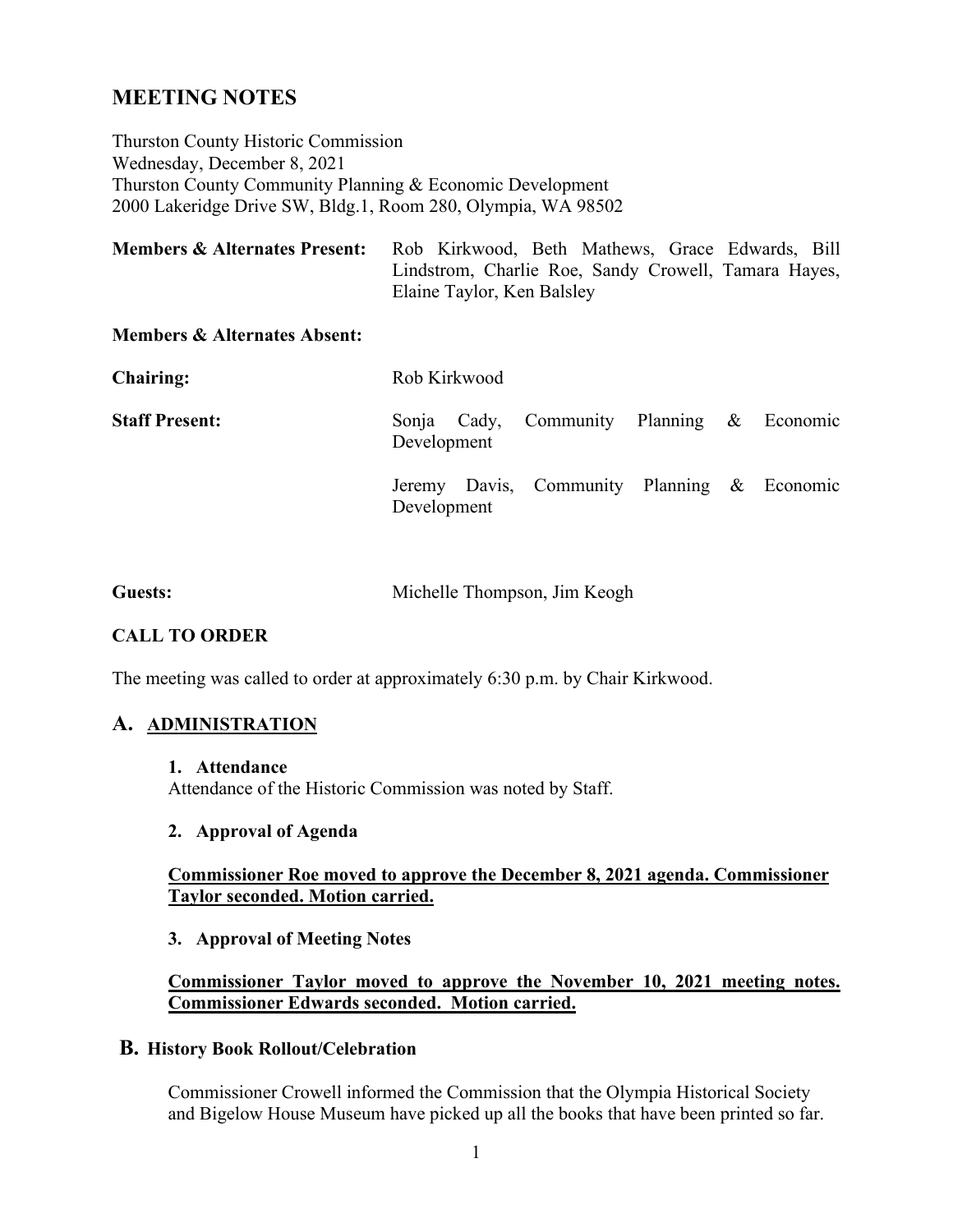# MEETING NOTES

Thurston County Historic Commission
Wednesday, December 8, 2021
Thurston County Community Planning & Economic Development
2000 Lakeridge Drive SW, Bldg.1, Room 280, Olympia, WA 98502

**Members & Alternates Present:** Rob Kirkwood, Beth Mathews, Grace Edwards, Bill Lindstrom, Charlie Roe, Sandy Crowell, Tamara Hayes, Elaine Taylor, Ken Balsley

**Members & Alternates Absent:**

**Chairing:** Rob Kirkwood

**Staff Present:** Sonja Cady, Community Planning & Economic Development

Jeremy Davis, Community Planning & Economic Development

**Guests:** Michelle Thompson, Jim Keogh

## CALL TO ORDER

The meeting was called to order at approximately 6:30 p.m. by Chair Kirkwood.

## A. ADMINISTRATION

### 1. Attendance

Attendance of the Historic Commission was noted by Staff.

### 2. Approval of Agenda

**Commissioner Roe moved to approve the December 8, 2021 agenda. Commissioner Taylor seconded. Motion carried.**

### 3. Approval of Meeting Notes

**Commissioner Taylor moved to approve the November 10, 2021 meeting notes. Commissioner Edwards seconded. Motion carried.**

## B. History Book Rollout/Celebration

Commissioner Crowell informed the Commission that the Olympia Historical Society and Bigelow House Museum have picked up all the books that have been printed so far.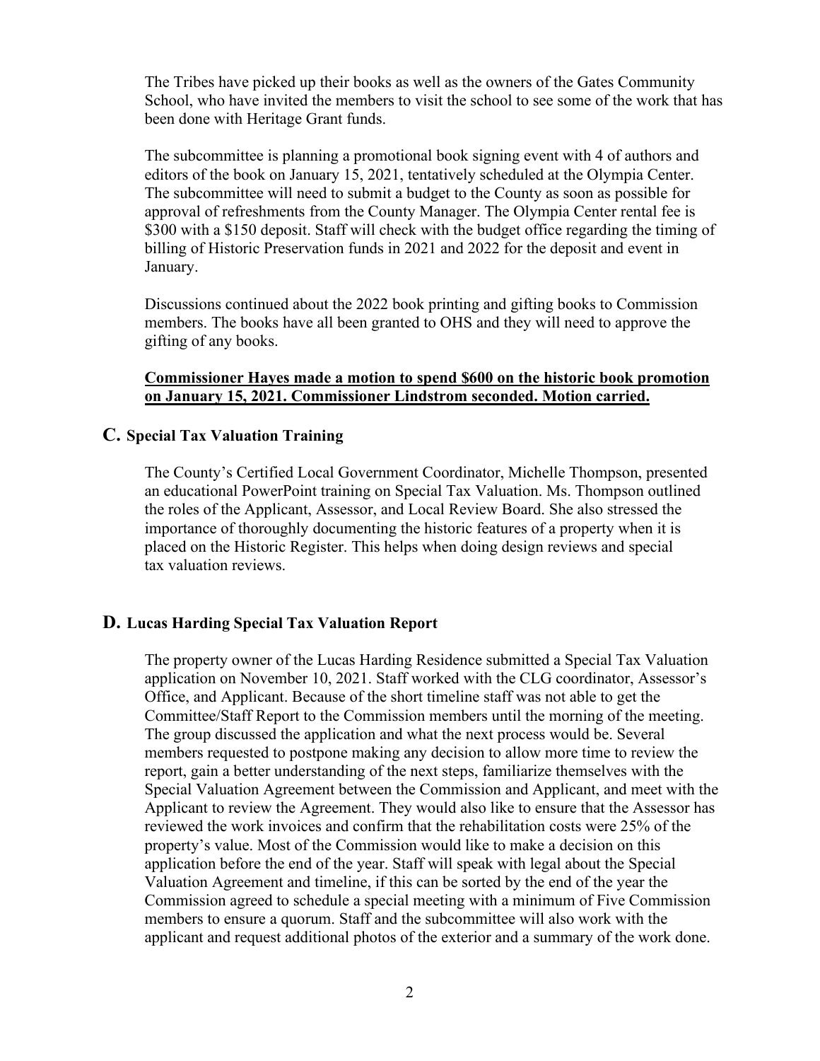The Tribes have picked up their books as well as the owners of the Gates Community School, who have invited the members to visit the school to see some of the work that has been done with Heritage Grant funds.

The subcommittee is planning a promotional book signing event with 4 of authors and editors of the book on January 15, 2021, tentatively scheduled at the Olympia Center. The subcommittee will need to submit a budget to the County as soon as possible for approval of refreshments from the County Manager. The Olympia Center rental fee is $300 with a $150 deposit. Staff will check with the budget office regarding the timing of billing of Historic Preservation funds in 2021 and 2022 for the deposit and event in January.

Discussions continued about the 2022 book printing and gifting books to Commission members. The books have all been granted to OHS and they will need to approve the gifting of any books.

**Commissioner Hayes made a motion to spend $600 on the historic book promotion on January 15, 2021. Commissioner Lindstrom seconded. Motion carried.**

## C. Special Tax Valuation Training

The County's Certified Local Government Coordinator, Michelle Thompson, presented an educational PowerPoint training on Special Tax Valuation. Ms. Thompson outlined the roles of the Applicant, Assessor, and Local Review Board. She also stressed the importance of thoroughly documenting the historic features of a property when it is placed on the Historic Register. This helps when doing design reviews and special tax valuation reviews.

## D. Lucas Harding Special Tax Valuation Report

The property owner of the Lucas Harding Residence submitted a Special Tax Valuation application on November 10, 2021. Staff worked with the CLG coordinator, Assessor's Office, and Applicant. Because of the short timeline staff was not able to get the Committee/Staff Report to the Commission members until the morning of the meeting. The group discussed the application and what the next process would be. Several members requested to postpone making any decision to allow more time to review the report, gain a better understanding of the next steps, familiarize themselves with the Special Valuation Agreement between the Commission and Applicant, and meet with the Applicant to review the Agreement. They would also like to ensure that the Assessor has reviewed the work invoices and confirm that the rehabilitation costs were 25% of the property's value. Most of the Commission would like to make a decision on this application before the end of the year. Staff will speak with legal about the Special Valuation Agreement and timeline, if this can be sorted by the end of the year the Commission agreed to schedule a special meeting with a minimum of Five Commission members to ensure a quorum. Staff and the subcommittee will also work with the applicant and request additional photos of the exterior and a summary of the work done.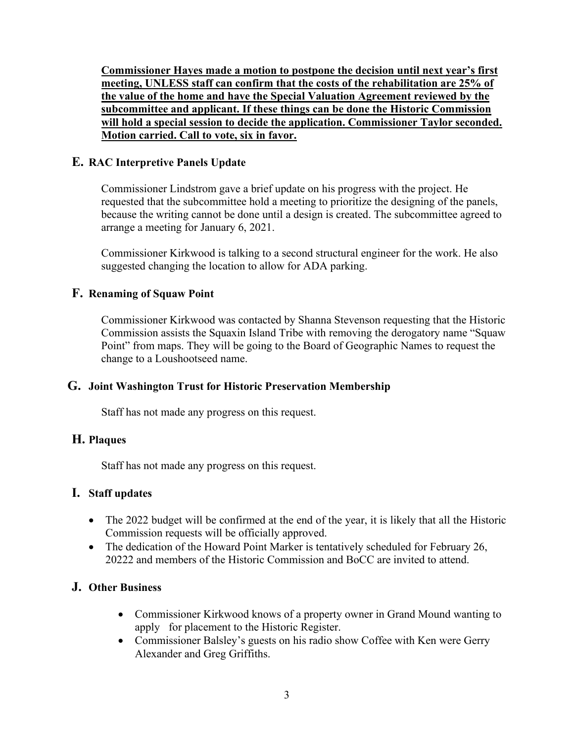**Commissioner Hayes made a motion to postpone the decision until next year's first meeting, UNLESS staff can confirm that the costs of the rehabilitation are 25% of the value of the home and have the Special Valuation Agreement reviewed by the subcommittee and applicant. If these things can be done the Historic Commission will hold a special session to decide the application. Commissioner Taylor seconded. Motion carried. Call to vote, six in favor.**

## E. RAC Interpretive Panels Update

Commissioner Lindstrom gave a brief update on his progress with the project. He requested that the subcommittee hold a meeting to prioritize the designing of the panels, because the writing cannot be done until a design is created. The subcommittee agreed to arrange a meeting for January 6, 2021.

Commissioner Kirkwood is talking to a second structural engineer for the work. He also suggested changing the location to allow for ADA parking.

## F. Renaming of Squaw Point

Commissioner Kirkwood was contacted by Shanna Stevenson requesting that the Historic Commission assists the Squaxin Island Tribe with removing the derogatory name "Squaw Point" from maps. They will be going to the Board of Geographic Names to request the change to a Loushootseed name.

## G. Joint Washington Trust for Historic Preservation Membership

Staff has not made any progress on this request.

## H. Plaques

Staff has not made any progress on this request.

## I. Staff updates

- The 2022 budget will be confirmed at the end of the year, it is likely that all the Historic Commission requests will be officially approved.
- The dedication of the Howard Point Marker is tentatively scheduled for February 26, 20222 and members of the Historic Commission and BoCC are invited to attend.

## J. Other Business

- Commissioner Kirkwood knows of a property owner in Grand Mound wanting to apply for placement to the Historic Register.
- Commissioner Balsley's guests on his radio show Coffee with Ken were Gerry Alexander and Greg Griffiths.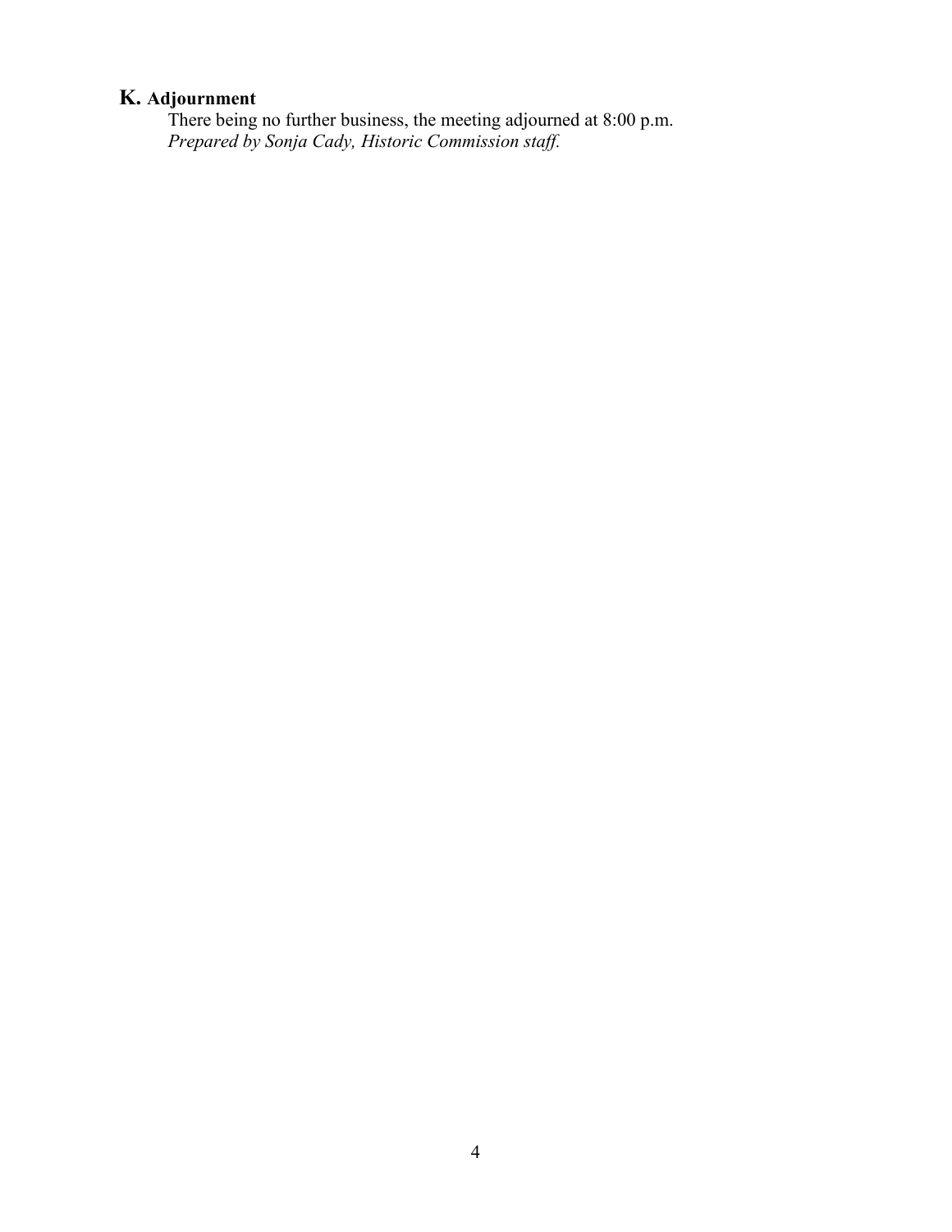## K. Adjournment

There being no further business, the meeting adjourned at 8:00 p.m.

*Prepared by Sonja Cady, Historic Commission staff.*